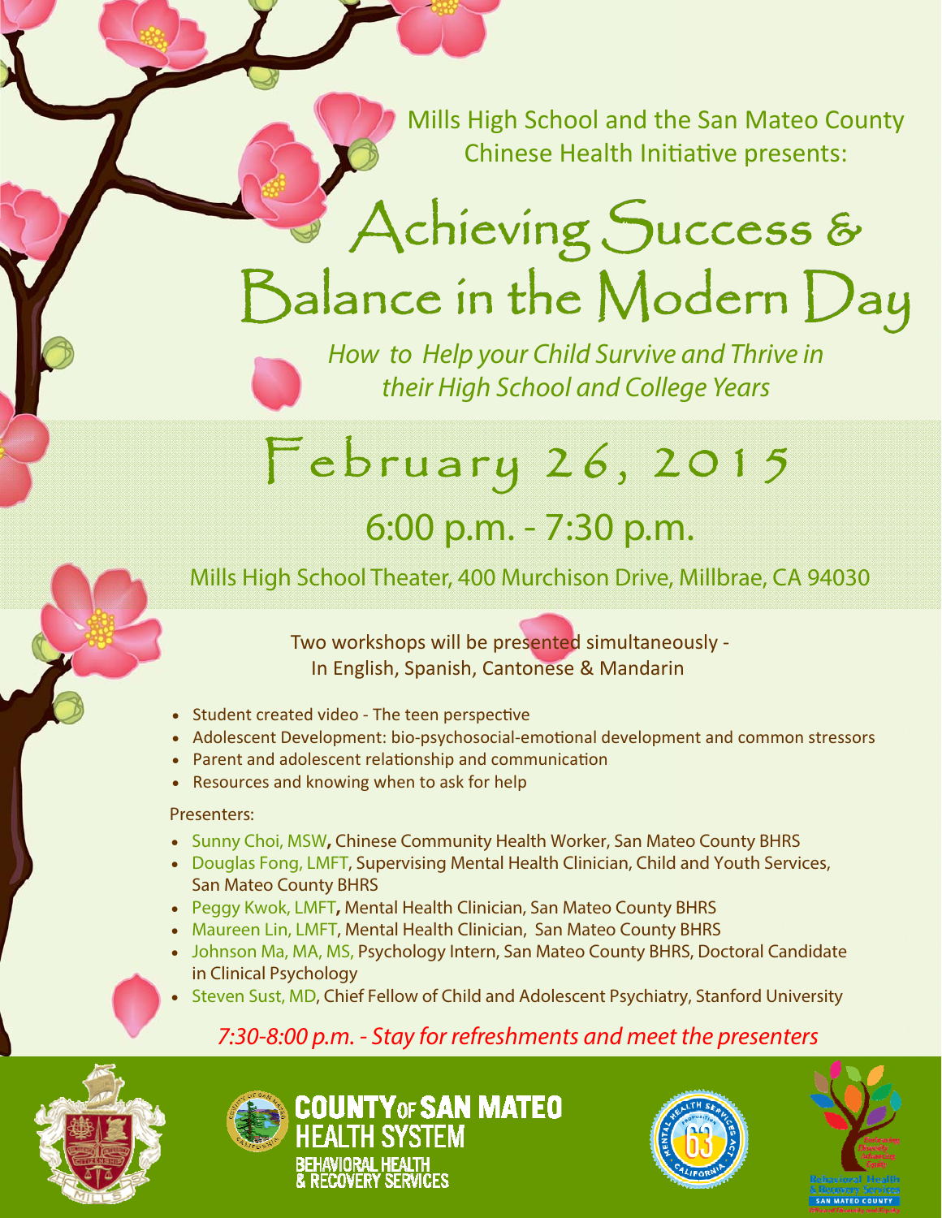Mills High School and the San Mateo County Chinese Health Initiative presents:

# Achieving Success & Balance in the Modern Day

*How to Help your Child Survive and Thrive in their High School and College Years*

## February 26, 2015

### 6:00 p.m. - 7:30 p.m.

Mills High School Theater, 400 Murchison Drive, Millbrae, CA 94030

Two workshops will be presented simultaneously - In English, Spanish, Cantonese & Mandarin

- Student created video - The teen perspective
- Adolescent Development: bio-psychosocial-emotional development and common stressors
- Parent and adolescent relationship and communication
- Resources and knowing when to ask for help

Presenters:

- Sunny Choi, MSW, Chinese Community Health Worker, San Mateo County BHRS
- Douglas Fong, LMFT, Supervising Mental Health Clinician, Child and Youth Services, San Mateo County BHRS
- Peggy Kwok, LMFT, Mental Health Clinician, San Mateo County BHRS
- Maureen Lin, LMFT, Mental Health Clinician, San Mateo County BHRS
- Johnson Ma, MA, MS, Psychology Intern, San Mateo County BHRS, Doctoral Candidate in Clinical Psychology
- Steven Sust, MD, Chief Fellow of Child and Adolescent Psychiatry, Stanford University

*7:30-8:00 p.m. - Stay for refreshments and meet the presenters*

COUNTY OF SAN MATEO HEALTH SYSTEM
BEHAVIORAL HEALTH & RECOVERY SERVICES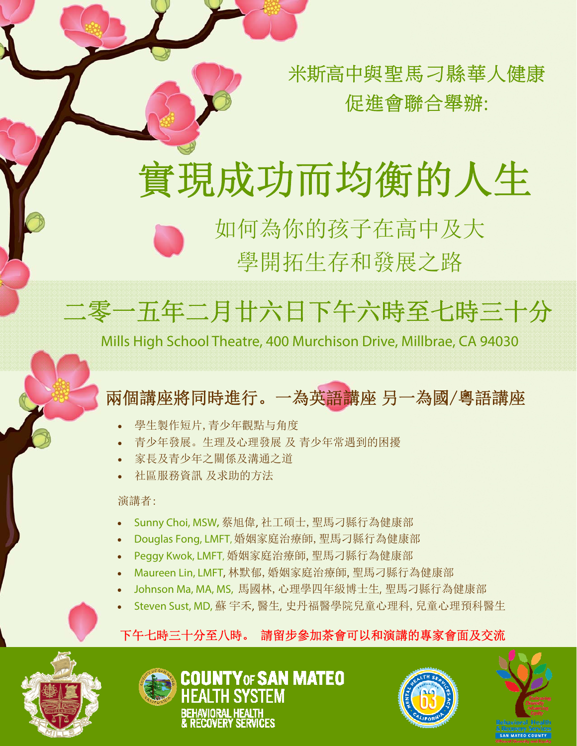米斯高中與聖馬刁縣華人健康促進會聯合舉辦:

# 實現成功而均衡的人生

## 如何為你的孩子在高中及大學開拓生存和發展之路

## 二零一五年二月廿六日下午六時至七時三十分

Mills High School Theatre, 400 Murchison Drive, Millbrae, CA 94030

### 兩個講座將同時進行。一為英語講座 另一為國/粵語講座

- 學生製作短片, 青少年觀點与角度
- 青少年發展。生理及心理發展 及 青少年常遇到的困擾
- 家長及青少年之關係及溝通之道
- 社區服務資訊 及求助的方法

演講者:

- Sunny Choi, MSW, 蔡旭偉, 社工碩士, 聖馬刁縣行為健康部
- Douglas Fong, LMFT, 婚姻家庭治療師, 聖馬刁縣行為健康部
- Peggy Kwok, LMFT, 婚姻家庭治療師, 聖馬刁縣行為健康部
- Maureen Lin, LMFT, 林默郁, 婚姻家庭治療師, 聖馬刁縣行為健康部
- Johnson Ma, MA, MS, 馬國林, 心理學四年級博士生, 聖馬刁縣行為健康部
- Steven Sust, MD, 蘇 宇禾, 醫生, 史丹福醫學院兒童心理科, 兒童心理預科醫生

**下午七時三十分至八時。 請留步參加茶會可以和演講的專家會面及交流**

COUNTY OF SAN MATEO HEALTH SYSTEM
BEHAVIORAL HEALTH & RECOVERY SERVICES